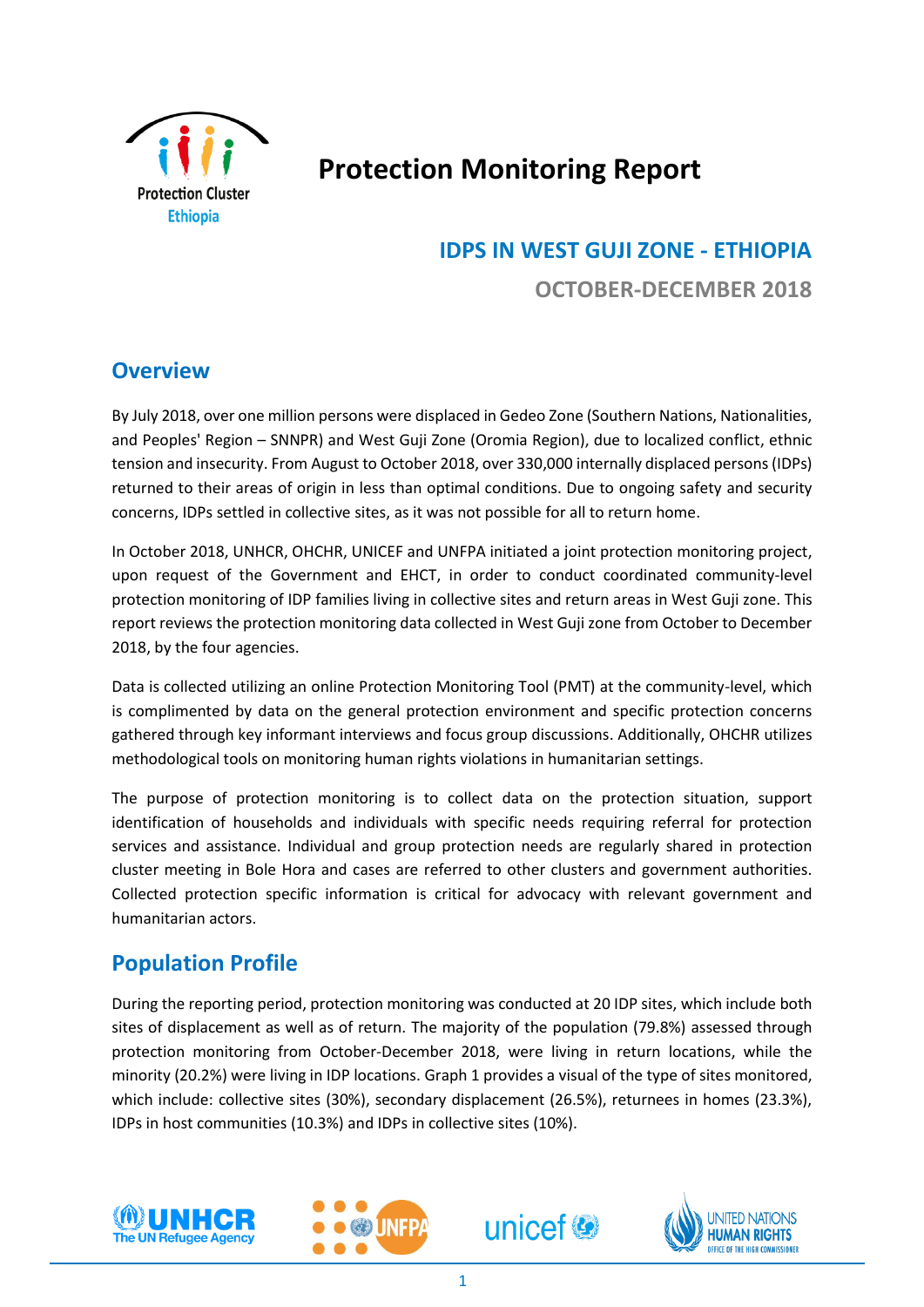# Protection Monitoring Report

## IDPS IN WEST GUJI ZONE - ETHIOPIA

### OCTOBER-DECEMBER 2018

## Overview

By July 2018, over one million persons were displaced in Gedeo Zone (Southern Nations, Nationalities, and Peoples' Region – SNNPR) and West Guji Zone (Oromia Region), due to localized conflict, ethnic tension and insecurity. From August to October 2018, over 330,000 internally displaced persons (IDPs) returned to their areas of origin in less than optimal conditions. Due to ongoing safety and security concerns, IDPs settled in collective sites, as it was not possible for all to return home.

In October 2018, UNHCR, OHCHR, UNICEF and UNFPA initiated a joint protection monitoring project, upon request of the Government and EHCT, in order to conduct coordinated community-level protection monitoring of IDP families living in collective sites and return areas in West Guji zone. This report reviews the protection monitoring data collected in West Guji zone from October to December 2018, by the four agencies.

Data is collected utilizing an online Protection Monitoring Tool (PMT) at the community-level, which is complimented by data on the general protection environment and specific protection concerns gathered through key informant interviews and focus group discussions. Additionally, OHCHR utilizes methodological tools on monitoring human rights violations in humanitarian settings.

The purpose of protection monitoring is to collect data on the protection situation, support identification of households and individuals with specific needs requiring referral for protection services and assistance. Individual and group protection needs are regularly shared in protection cluster meeting in Bole Hora and cases are referred to other clusters and government authorities. Collected protection specific information is critical for advocacy with relevant government and humanitarian actors.

## Population Profile

During the reporting period, protection monitoring was conducted at 20 IDP sites, which include both sites of displacement as well as of return. The majority of the population (79.8%) assessed through protection monitoring from October-December 2018, were living in return locations, while the minority (20.2%) were living in IDP locations. Graph 1 provides a visual of the type of sites monitored, which include: collective sites (30%), secondary displacement (26.5%), returnees in homes (23.3%), IDPs in host communities (10.3%) and IDPs in collective sites (10%).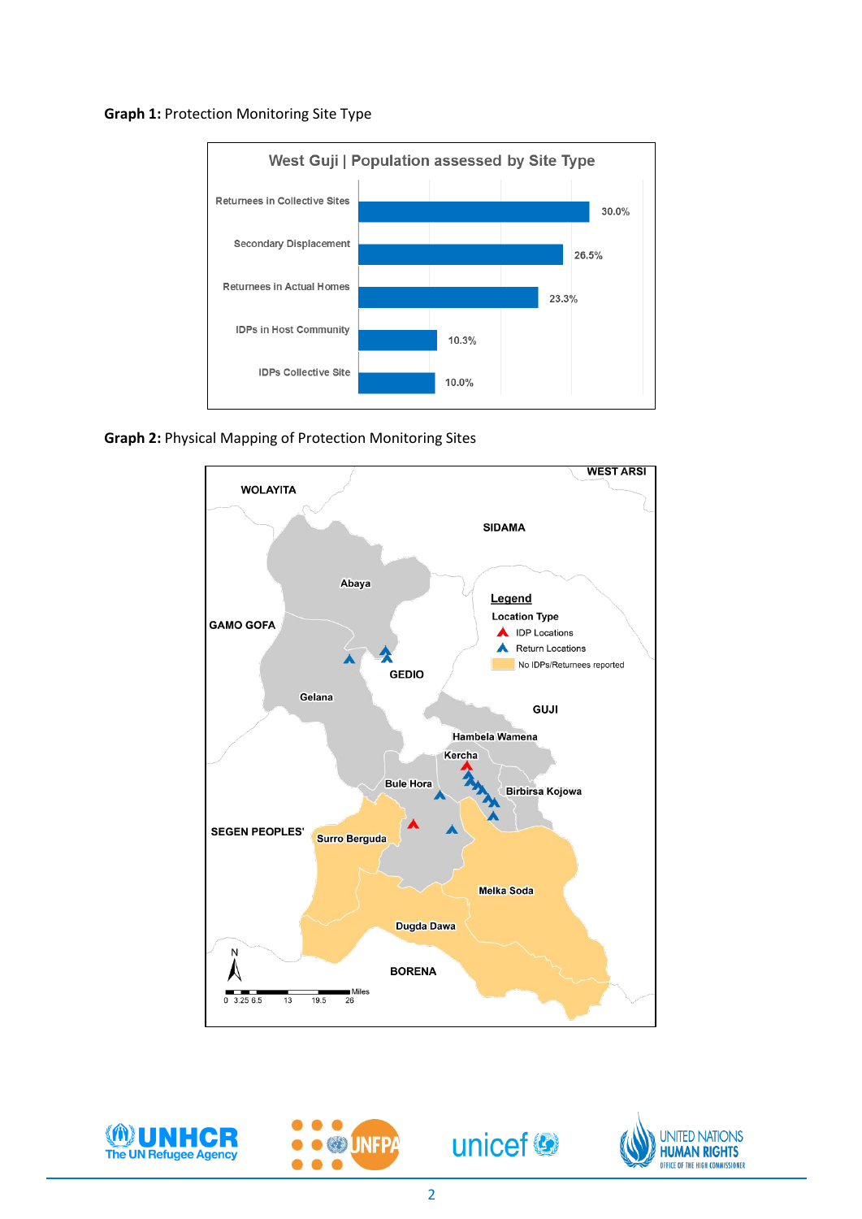**Graph 1:** Protection Monitoring Site Type

West Guji | Population assessed by Site Type

| Site Type | Percentage |
| --- | --- |
| Returnees in Collective Sites | 30.0% |
| Secondary Displacement | 26.5% |
| Returnees in Actual Homes | 23.3% |
| IDPs in Host Community | 10.3% |
| IDPs Collective Site | 10.0% |

**Graph 2:** Physical Mapping of Protection Monitoring Sites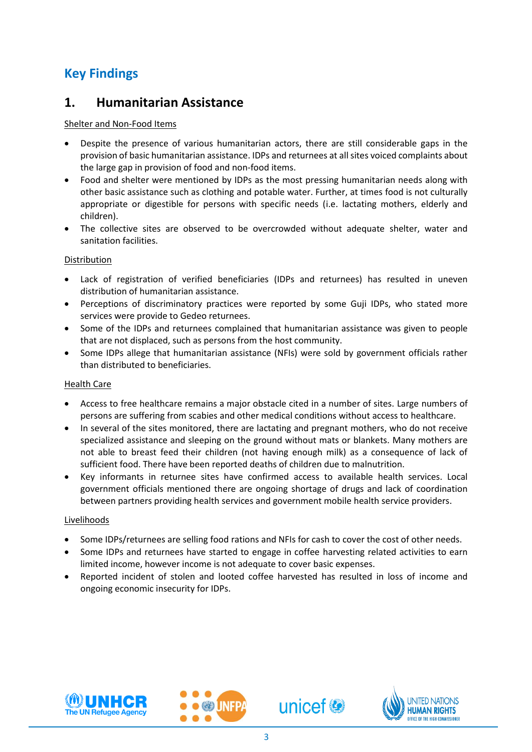# Key Findings

## 1. Humanitarian Assistance

Shelter and Non-Food Items

- Despite the presence of various humanitarian actors, there are still considerable gaps in the provision of basic humanitarian assistance. IDPs and returnees at all sites voiced complaints about the large gap in provision of food and non-food items.
- Food and shelter were mentioned by IDPs as the most pressing humanitarian needs along with other basic assistance such as clothing and potable water. Further, at times food is not culturally appropriate or digestible for persons with specific needs (i.e. lactating mothers, elderly and children).
- The collective sites are observed to be overcrowded without adequate shelter, water and sanitation facilities.

Distribution

- Lack of registration of verified beneficiaries (IDPs and returnees) has resulted in uneven distribution of humanitarian assistance.
- Perceptions of discriminatory practices were reported by some Guji IDPs, who stated more services were provide to Gedeo returnees.
- Some of the IDPs and returnees complained that humanitarian assistance was given to people that are not displaced, such as persons from the host community.
- Some IDPs allege that humanitarian assistance (NFIs) were sold by government officials rather than distributed to beneficiaries.

Health Care

- Access to free healthcare remains a major obstacle cited in a number of sites. Large numbers of persons are suffering from scabies and other medical conditions without access to healthcare.
- In several of the sites monitored, there are lactating and pregnant mothers, who do not receive specialized assistance and sleeping on the ground without mats or blankets. Many mothers are not able to breast feed their children (not having enough milk) as a consequence of lack of sufficient food. There have been reported deaths of children due to malnutrition.
- Key informants in returnee sites have confirmed access to available health services. Local government officials mentioned there are ongoing shortage of drugs and lack of coordination between partners providing health services and government mobile health service providers.

Livelihoods

- Some IDPs/returnees are selling food rations and NFIs for cash to cover the cost of other needs.
- Some IDPs and returnees have started to engage in coffee harvesting related activities to earn limited income, however income is not adequate to cover basic expenses.
- Reported incident of stolen and looted coffee harvested has resulted in loss of income and ongoing economic insecurity for IDPs.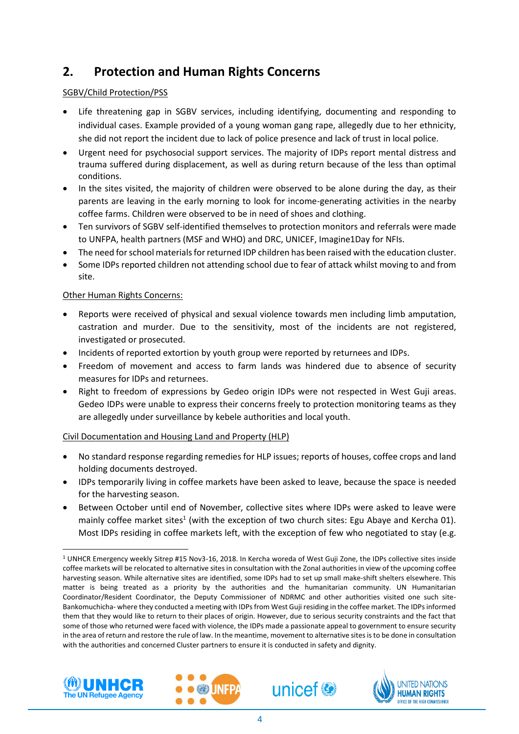## 2. Protection and Human Rights Concerns

SGBV/Child Protection/PSS

- Life threatening gap in SGBV services, including identifying, documenting and responding to individual cases. Example provided of a young woman gang rape, allegedly due to her ethnicity, she did not report the incident due to lack of police presence and lack of trust in local police.
- Urgent need for psychosocial support services. The majority of IDPs report mental distress and trauma suffered during displacement, as well as during return because of the less than optimal conditions.
- In the sites visited, the majority of children were observed to be alone during the day, as their parents are leaving in the early morning to look for income-generating activities in the nearby coffee farms. Children were observed to be in need of shoes and clothing.
- Ten survivors of SGBV self-identified themselves to protection monitors and referrals were made to UNFPA, health partners (MSF and WHO) and DRC, UNICEF, Imagine1Day for NFIs.
- The need for school materials for returned IDP children has been raised with the education cluster.
- Some IDPs reported children not attending school due to fear of attack whilst moving to and from site.

Other Human Rights Concerns:

- Reports were received of physical and sexual violence towards men including limb amputation, castration and murder. Due to the sensitivity, most of the incidents are not registered, investigated or prosecuted.
- Incidents of reported extortion by youth group were reported by returnees and IDPs.
- Freedom of movement and access to farm lands was hindered due to absence of security measures for IDPs and returnees.
- Right to freedom of expressions by Gedeo origin IDPs were not respected in West Guji areas. Gedeo IDPs were unable to express their concerns freely to protection monitoring teams as they are allegedly under surveillance by kebele authorities and local youth.

Civil Documentation and Housing Land and Property (HLP)

- No standard response regarding remedies for HLP issues; reports of houses, coffee crops and land holding documents destroyed.
- IDPs temporarily living in coffee markets have been asked to leave, because the space is needed for the harvesting season.
- Between October until end of November, collective sites where IDPs were asked to leave were mainly coffee market sites[1] (with the exception of two church sites: Egu Abaye and Kercha 01). Most IDPs residing in coffee markets left, with the exception of few who negotiated to stay (e.g.

[1] UNHCR Emergency weekly Sitrep #15 Nov3-16, 2018. In Kercha woreda of West Guji Zone, the IDPs collective sites inside coffee markets will be relocated to alternative sites in consultation with the Zonal authorities in view of the upcoming coffee harvesting season. While alternative sites are identified, some IDPs had to set up small make-shift shelters elsewhere. This matter is being treated as a priority by the authorities and the humanitarian community. UN Humanitarian Coordinator/Resident Coordinator, the Deputy Commissioner of NDRMC and other authorities visited one such site- Bankomuchicha- where they conducted a meeting with IDPs from West Guji residing in the coffee market. The IDPs informed them that they would like to return to their places of origin. However, due to serious security constraints and the fact that some of those who returned were faced with violence, the IDPs made a passionate appeal to government to ensure security in the area of return and restore the rule of law. In the meantime, movement to alternative sites is to be done in consultation with the authorities and concerned Cluster partners to ensure it is conducted in safety and dignity.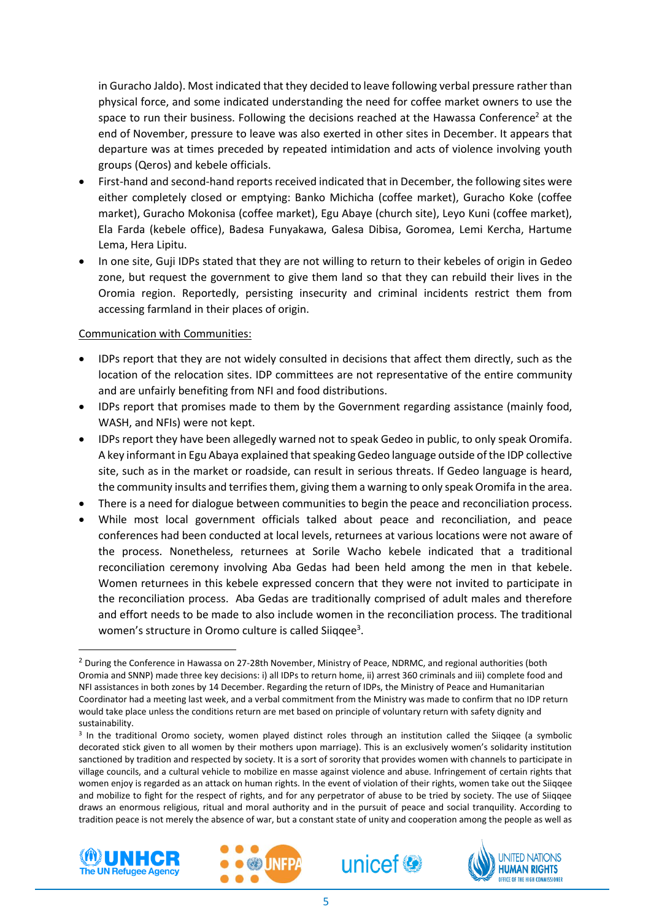in Guracho Jaldo). Most indicated that they decided to leave following verbal pressure rather than physical force, and some indicated understanding the need for coffee market owners to use the space to run their business. Following the decisions reached at the Hawassa Conference[2] at the end of November, pressure to leave was also exerted in other sites in December. It appears that departure was at times preceded by repeated intimidation and acts of violence involving youth groups (Qeros) and kebele officials.

- First-hand and second-hand reports received indicated that in December, the following sites were either completely closed or emptying: Banko Michicha (coffee market), Guracho Koke (coffee market), Guracho Mokonisa (coffee market), Egu Abaye (church site), Leyo Kuni (coffee market), Ela Farda (kebele office), Badesa Funyakawa, Galesa Dibisa, Goromea, Lemi Kercha, Hartume Lema, Hera Lipitu.
- In one site, Guji IDPs stated that they are not willing to return to their kebeles of origin in Gedeo zone, but request the government to give them land so that they can rebuild their lives in the Oromia region. Reportedly, persisting insecurity and criminal incidents restrict them from accessing farmland in their places of origin.

<u>Communication with Communities:</u>

- IDPs report that they are not widely consulted in decisions that affect them directly, such as the location of the relocation sites. IDP committees are not representative of the entire community and are unfairly benefiting from NFI and food distributions.
- IDPs report that promises made to them by the Government regarding assistance (mainly food, WASH, and NFIs) were not kept.
- IDPs report they have been allegedly warned not to speak Gedeo in public, to only speak Oromifa. A key informant in Egu Abaya explained that speaking Gedeo language outside of the IDP collective site, such as in the market or roadside, can result in serious threats. If Gedeo language is heard, the community insults and terrifies them, giving them a warning to only speak Oromifa in the area.
- There is a need for dialogue between communities to begin the peace and reconciliation process.
- While most local government officials talked about peace and reconciliation, and peace conferences had been conducted at local levels, returnees at various locations were not aware of the process. Nonetheless, returnees at Sorile Wacho kebele indicated that a traditional reconciliation ceremony involving Aba Gedas had been held among the men in that kebele. Women returnees in this kebele expressed concern that they were not invited to participate in the reconciliation process. Aba Gedas are traditionally comprised of adult males and therefore and effort needs to be made to also include women in the reconciliation process. The traditional women's structure in Oromo culture is called Siiqqee[3].

---

[2] During the Conference in Hawassa on 27-28th November, Ministry of Peace, NDRMC, and regional authorities (both Oromia and SNNP) made three key decisions: i) all IDPs to return home, ii) arrest 360 criminals and iii) complete food and NFI assistances in both zones by 14 December. Regarding the return of IDPs, the Ministry of Peace and Humanitarian Coordinator had a meeting last week, and a verbal commitment from the Ministry was made to confirm that no IDP return would take place unless the conditions return are met based on principle of voluntary return with safety dignity and sustainability.

[3] In the traditional Oromo society, women played distinct roles through an institution called the Siiqqee (a symbolic decorated stick given to all women by their mothers upon marriage). This is an exclusively women's solidarity institution sanctioned by tradition and respected by society. It is a sort of sorority that provides women with channels to participate in village councils, and a cultural vehicle to mobilize en masse against violence and abuse. Infringement of certain rights that women enjoy is regarded as an attack on human rights. In the event of violation of their rights, women take out the Siiqqee and mobilize to fight for the respect of rights, and for any perpetrator of abuse to be tried by society. The use of Siiqqee draws an enormous religious, ritual and moral authority and in the pursuit of peace and social tranquility. According to tradition peace is not merely the absence of war, but a constant state of unity and cooperation among the people as well as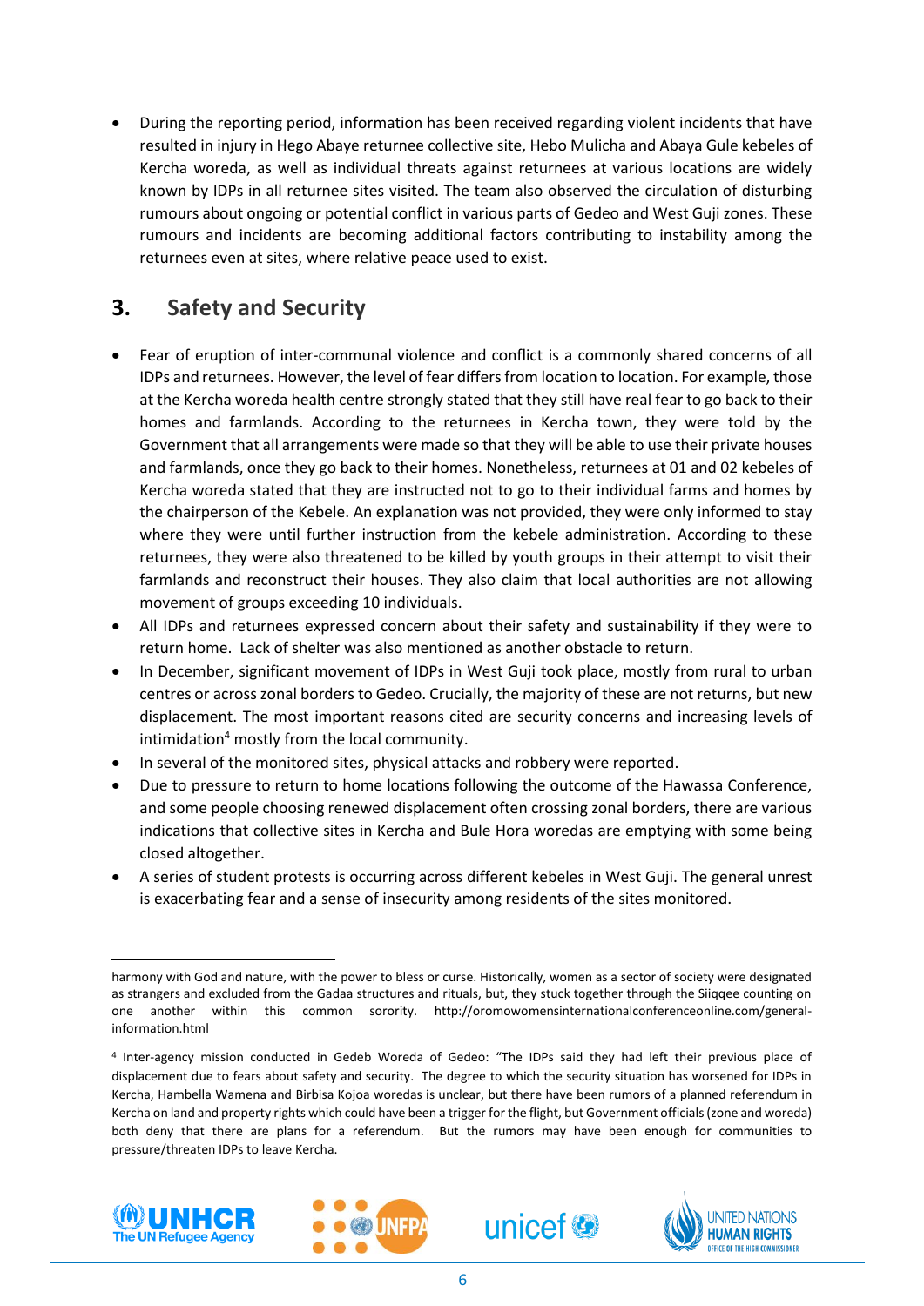- During the reporting period, information has been received regarding violent incidents that have resulted in injury in Hego Abaye returnee collective site, Hebo Mulicha and Abaya Gule kebeles of Kercha woreda, as well as individual threats against returnees at various locations are widely known by IDPs in all returnee sites visited. The team also observed the circulation of disturbing rumours about ongoing or potential conflict in various parts of Gedeo and West Guji zones. These rumours and incidents are becoming additional factors contributing to instability among the returnees even at sites, where relative peace used to exist.

## 3. Safety and Security

- Fear of eruption of inter-communal violence and conflict is a commonly shared concerns of all IDPs and returnees. However, the level of fear differs from location to location. For example, those at the Kercha woreda health centre strongly stated that they still have real fear to go back to their homes and farmlands. According to the returnees in Kercha town, they were told by the Government that all arrangements were made so that they will be able to use their private houses and farmlands, once they go back to their homes. Nonetheless, returnees at 01 and 02 kebeles of Kercha woreda stated that they are instructed not to go to their individual farms and homes by the chairperson of the Kebele. An explanation was not provided, they were only informed to stay where they were until further instruction from the kebele administration. According to these returnees, they were also threatened to be killed by youth groups in their attempt to visit their farmlands and reconstruct their houses. They also claim that local authorities are not allowing movement of groups exceeding 10 individuals.
- All IDPs and returnees expressed concern about their safety and sustainability if they were to return home. Lack of shelter was also mentioned as another obstacle to return.
- In December, significant movement of IDPs in West Guji took place, mostly from rural to urban centres or across zonal borders to Gedeo. Crucially, the majority of these are not returns, but new displacement. The most important reasons cited are security concerns and increasing levels of intimidation[4] mostly from the local community.
- In several of the monitored sites, physical attacks and robbery were reported.
- Due to pressure to return to home locations following the outcome of the Hawassa Conference, and some people choosing renewed displacement often crossing zonal borders, there are various indications that collective sites in Kercha and Bule Hora woredas are emptying with some being closed altogether.
- A series of student protests is occurring across different kebeles in West Guji. The general unrest is exacerbating fear and a sense of insecurity among residents of the sites monitored.

---

harmony with God and nature, with the power to bless or curse. Historically, women as a sector of society were designated as strangers and excluded from the Gadaa structures and rituals, but, they stuck together through the Siiqqee counting on one another within this common sorority. http://oromowomensinternationalconferenceonline.com/general-information.html

[4] Inter-agency mission conducted in Gedeb Woreda of Gedeo: "The IDPs said they had left their previous place of displacement due to fears about safety and security. The degree to which the security situation has worsened for IDPs in Kercha, Hambella Wamena and Birbisa Kojoa woredas is unclear, but there have been rumors of a planned referendum in Kercha on land and property rights which could have been a trigger for the flight, but Government officials (zone and woreda) both deny that there are plans for a referendum. But the rumors may have been enough for communities to pressure/threaten IDPs to leave Kercha.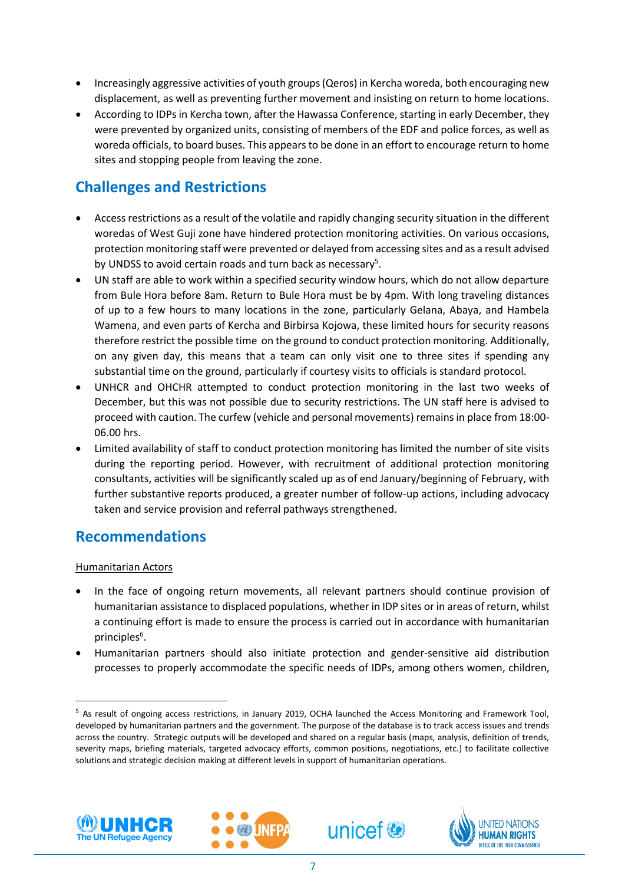- Increasingly aggressive activities of youth groups (Qeros) in Kercha woreda, both encouraging new displacement, as well as preventing further movement and insisting on return to home locations.
- According to IDPs in Kercha town, after the Hawassa Conference, starting in early December, they were prevented by organized units, consisting of members of the EDF and police forces, as well as woreda officials, to board buses. This appears to be done in an effort to encourage return to home sites and stopping people from leaving the zone.

## Challenges and Restrictions

- Access restrictions as a result of the volatile and rapidly changing security situation in the different woredas of West Guji zone have hindered protection monitoring activities. On various occasions, protection monitoring staff were prevented or delayed from accessing sites and as a result advised by UNDSS to avoid certain roads and turn back as necessary[5].
- UN staff are able to work within a specified security window hours, which do not allow departure from Bule Hora before 8am. Return to Bule Hora must be by 4pm. With long traveling distances of up to a few hours to many locations in the zone, particularly Gelana, Abaya, and Hambela Wamena, and even parts of Kercha and Birbirsa Kojowa, these limited hours for security reasons therefore restrict the possible time on the ground to conduct protection monitoring. Additionally, on any given day, this means that a team can only visit one to three sites if spending any substantial time on the ground, particularly if courtesy visits to officials is standard protocol.
- UNHCR and OHCHR attempted to conduct protection monitoring in the last two weeks of December, but this was not possible due to security restrictions. The UN staff here is advised to proceed with caution. The curfew (vehicle and personal movements) remains in place from 18:00-06.00 hrs.
- Limited availability of staff to conduct protection monitoring has limited the number of site visits during the reporting period. However, with recruitment of additional protection monitoring consultants, activities will be significantly scaled up as of end January/beginning of February, with further substantive reports produced, a greater number of follow-up actions, including advocacy taken and service provision and referral pathways strengthened.

## Recommendations

<u>Humanitarian Actors</u>

- In the face of ongoing return movements, all relevant partners should continue provision of humanitarian assistance to displaced populations, whether in IDP sites or in areas of return, whilst a continuing effort is made to ensure the process is carried out in accordance with humanitarian principles[6].
- Humanitarian partners should also initiate protection and gender-sensitive aid distribution processes to properly accommodate the specific needs of IDPs, among others women, children,

---

[5] As result of ongoing access restrictions, in January 2019, OCHA launched the Access Monitoring and Framework Tool, developed by humanitarian partners and the government. The purpose of the database is to track access issues and trends across the country. Strategic outputs will be developed and shared on a regular basis (maps, analysis, definition of trends, severity maps, briefing materials, targeted advocacy efforts, common positions, negotiations, etc.) to facilitate collective solutions and strategic decision making at different levels in support of humanitarian operations.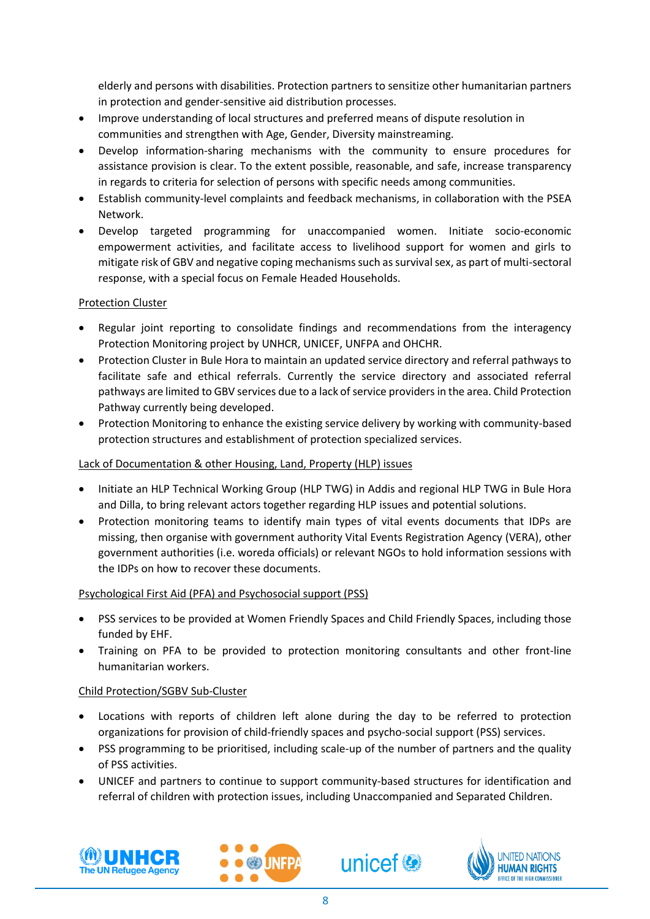elderly and persons with disabilities. Protection partners to sensitize other humanitarian partners in protection and gender-sensitive aid distribution processes.

- Improve understanding of local structures and preferred means of dispute resolution in communities and strengthen with Age, Gender, Diversity mainstreaming.
- Develop information-sharing mechanisms with the community to ensure procedures for assistance provision is clear. To the extent possible, reasonable, and safe, increase transparency in regards to criteria for selection of persons with specific needs among communities.
- Establish community-level complaints and feedback mechanisms, in collaboration with the PSEA Network.
- Develop targeted programming for unaccompanied women. Initiate socio-economic empowerment activities, and facilitate access to livelihood support for women and girls to mitigate risk of GBV and negative coping mechanisms such as survival sex, as part of multi-sectoral response, with a special focus on Female Headed Households.

Protection Cluster

- Regular joint reporting to consolidate findings and recommendations from the interagency Protection Monitoring project by UNHCR, UNICEF, UNFPA and OHCHR.
- Protection Cluster in Bule Hora to maintain an updated service directory and referral pathways to facilitate safe and ethical referrals. Currently the service directory and associated referral pathways are limited to GBV services due to a lack of service providers in the area. Child Protection Pathway currently being developed.
- Protection Monitoring to enhance the existing service delivery by working with community-based protection structures and establishment of protection specialized services.

Lack of Documentation & other Housing, Land, Property (HLP) issues

- Initiate an HLP Technical Working Group (HLP TWG) in Addis and regional HLP TWG in Bule Hora and Dilla, to bring relevant actors together regarding HLP issues and potential solutions.
- Protection monitoring teams to identify main types of vital events documents that IDPs are missing, then organise with government authority Vital Events Registration Agency (VERA), other government authorities (i.e. woreda officials) or relevant NGOs to hold information sessions with the IDPs on how to recover these documents.

Psychological First Aid (PFA) and Psychosocial support (PSS)

- PSS services to be provided at Women Friendly Spaces and Child Friendly Spaces, including those funded by EHF.
- Training on PFA to be provided to protection monitoring consultants and other front-line humanitarian workers.

Child Protection/SGBV Sub-Cluster

- Locations with reports of children left alone during the day to be referred to protection organizations for provision of child-friendly spaces and psycho-social support (PSS) services.
- PSS programming to be prioritised, including scale-up of the number of partners and the quality of PSS activities.
- UNICEF and partners to continue to support community-based structures for identification and referral of children with protection issues, including Unaccompanied and Separated Children.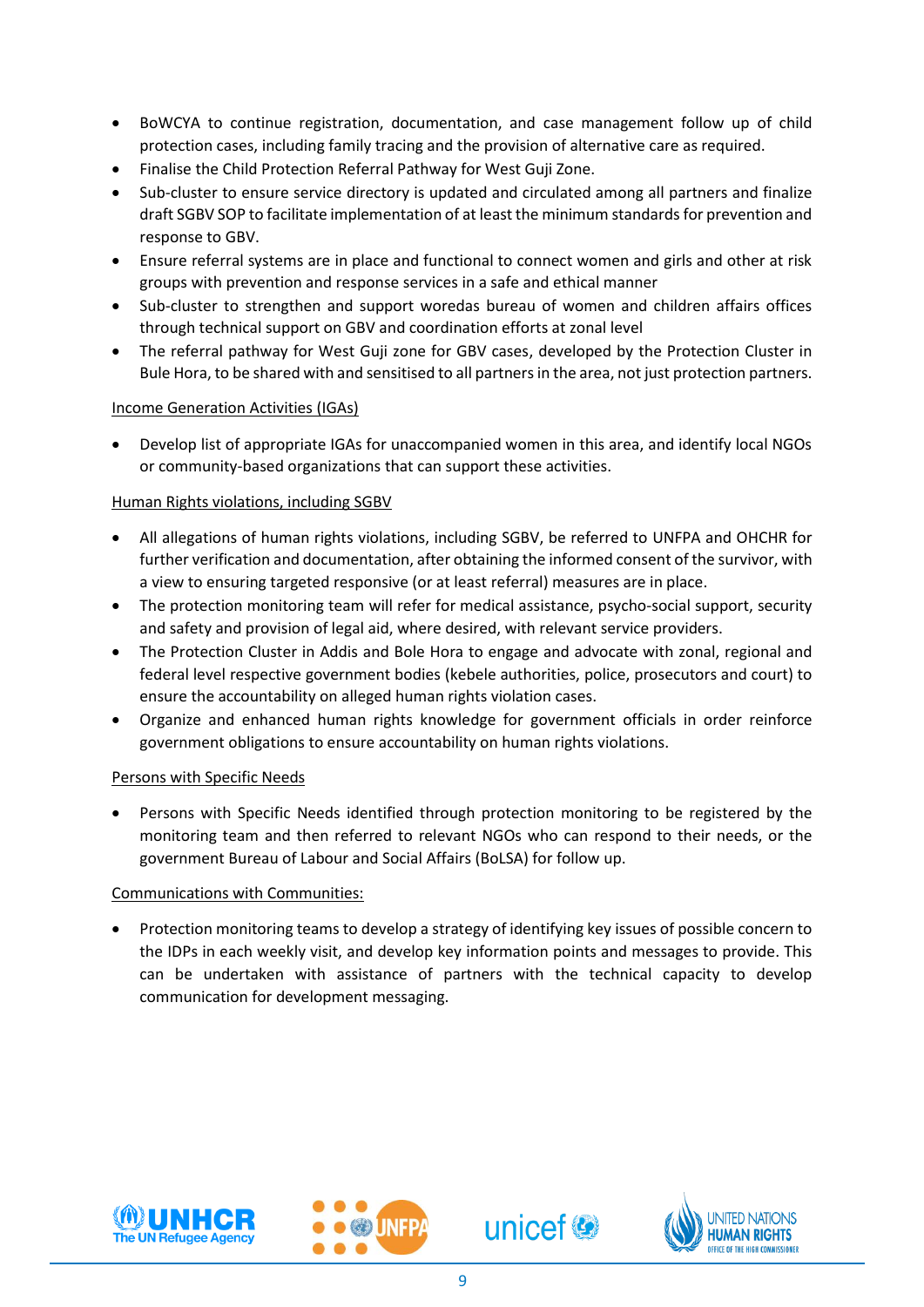- BoWCYA to continue registration, documentation, and case management follow up of child protection cases, including family tracing and the provision of alternative care as required.
- Finalise the Child Protection Referral Pathway for West Guji Zone.
- Sub-cluster to ensure service directory is updated and circulated among all partners and finalize draft SGBV SOP to facilitate implementation of at least the minimum standards for prevention and response to GBV.
- Ensure referral systems are in place and functional to connect women and girls and other at risk groups with prevention and response services in a safe and ethical manner
- Sub-cluster to strengthen and support woredas bureau of women and children affairs offices through technical support on GBV and coordination efforts at zonal level
- The referral pathway for West Guji zone for GBV cases, developed by the Protection Cluster in Bule Hora, to be shared with and sensitised to all partners in the area, not just protection partners.

Income Generation Activities (IGAs)

- Develop list of appropriate IGAs for unaccompanied women in this area, and identify local NGOs or community-based organizations that can support these activities.

Human Rights violations, including SGBV

- All allegations of human rights violations, including SGBV, be referred to UNFPA and OHCHR for further verification and documentation, after obtaining the informed consent of the survivor, with a view to ensuring targeted responsive (or at least referral) measures are in place.
- The protection monitoring team will refer for medical assistance, psycho-social support, security and safety and provision of legal aid, where desired, with relevant service providers.
- The Protection Cluster in Addis and Bole Hora to engage and advocate with zonal, regional and federal level respective government bodies (kebele authorities, police, prosecutors and court) to ensure the accountability on alleged human rights violation cases.
- Organize and enhanced human rights knowledge for government officials in order reinforce government obligations to ensure accountability on human rights violations.

Persons with Specific Needs

- Persons with Specific Needs identified through protection monitoring to be registered by the monitoring team and then referred to relevant NGOs who can respond to their needs, or the government Bureau of Labour and Social Affairs (BoLSA) for follow up.

Communications with Communities:

- Protection monitoring teams to develop a strategy of identifying key issues of possible concern to the IDPs in each weekly visit, and develop key information points and messages to provide. This can be undertaken with assistance of partners with the technical capacity to develop communication for development messaging.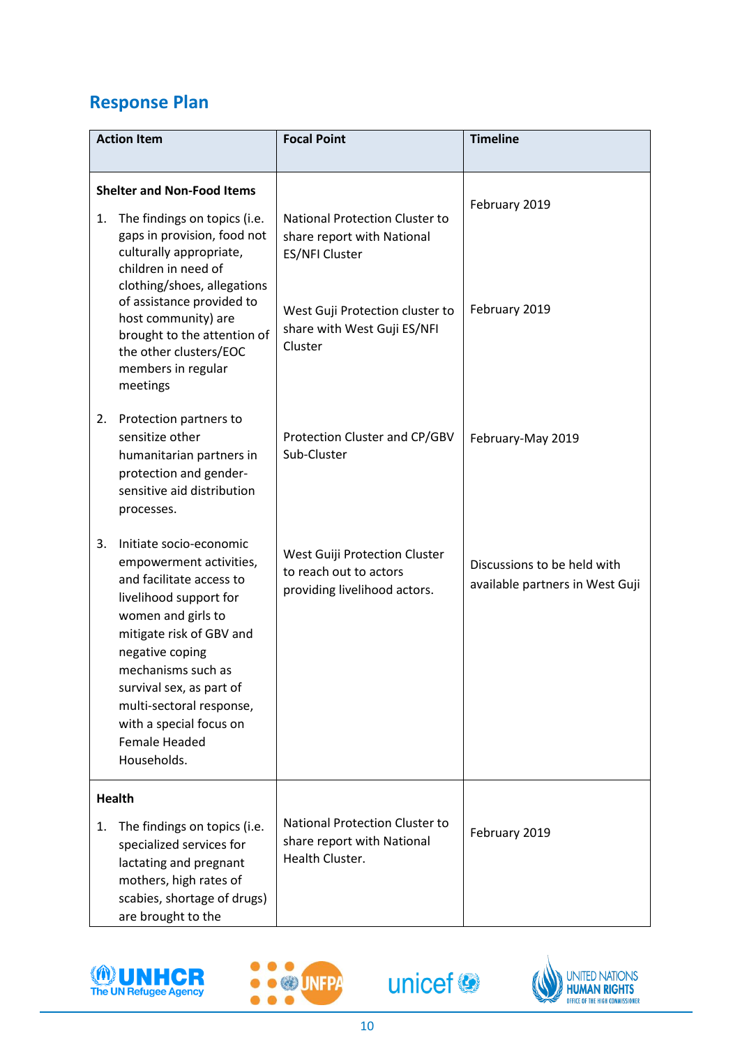## Response Plan

| Action Item | Focal Point | Timeline |
|---|---|---|
| **Shelter and Non-Food Items** | | |
| 1. The findings on topics (i.e. gaps in provision, food not culturally appropriate, children in need of clothing/shoes, allegations of assistance provided to host community) are brought to the attention of the other clusters/EOC members in regular meetings | National Protection Cluster to share report with National ES/NFI Cluster | February 2019 |
| | West Guji Protection cluster to share with West Guji ES/NFI Cluster | February 2019 |
| 2. Protection partners to sensitize other humanitarian partners in protection and gender-sensitive aid distribution processes. | Protection Cluster and CP/GBV Sub-Cluster | February-May 2019 |
| 3. Initiate socio-economic empowerment activities, and facilitate access to livelihood support for women and girls to mitigate risk of GBV and negative coping mechanisms such as survival sex, as part of multi-sectoral response, with a special focus on Female Headed Households. | West Guji Protection Cluster to reach out to actors providing livelihood actors. | Discussions to be held with available partners in West Guji |
| **Health** | | |
| 1. The findings on topics (i.e. specialized services for lactating and pregnant mothers, high rates of scabies, shortage of drugs) are brought to the | National Protection Cluster to share report with National Health Cluster. | February 2019 |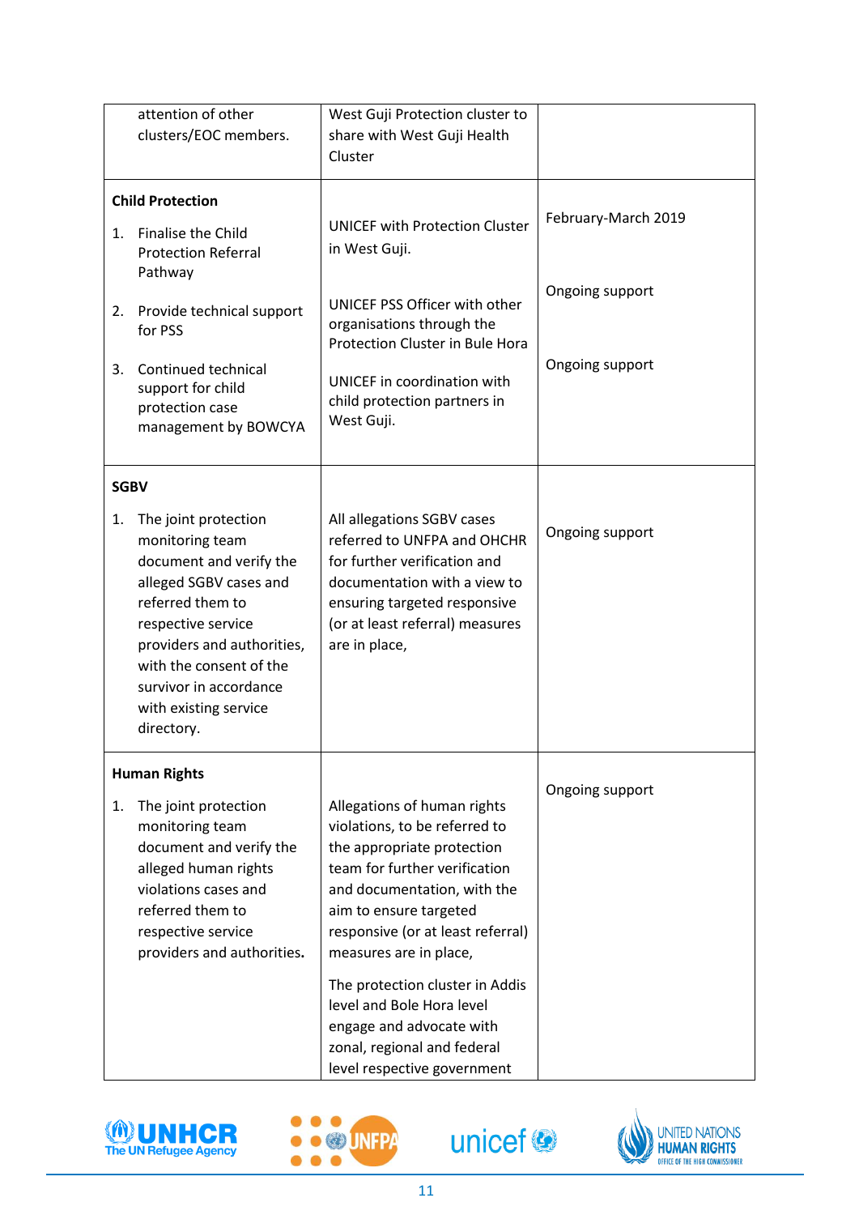| | | |
|---|---|---|
| attention of other clusters/EOC members. | West Guji Protection cluster to share with West Guji Health Cluster | |
| **Child Protection**<br><br>1. Finalise the Child Protection Referral Pathway<br><br>2. Provide technical support for PSS<br><br>3. Continued technical support for child protection case management by BOWCYA | UNICEF with Protection Cluster in West Guji.<br><br>UNICEF PSS Officer with other organisations through the Protection Cluster in Bule Hora<br><br>UNICEF in coordination with child protection partners in West Guji. | February-March 2019<br><br>Ongoing support<br><br>Ongoing support |
| **SGBV**<br><br>1. The joint protection monitoring team document and verify the alleged SGBV cases and referred them to respective service providers and authorities, with the consent of the survivor in accordance with existing service directory. | All allegations SGBV cases referred to UNFPA and OHCHR for further verification and documentation with a view to ensuring targeted responsive (or at least referral) measures are in place, | Ongoing support |
| **Human Rights**<br><br>1. The joint protection monitoring team document and verify the alleged human rights violations cases and referred them to respective service providers and authorities**.** | Allegations of human rights violations, to be referred to the appropriate protection team for further verification and documentation, with the aim to ensure targeted responsive (or at least referral) measures are in place,<br><br>The protection cluster in Addis level and Bole Hora level engage and advocate with zonal, regional and federal level respective government | Ongoing support |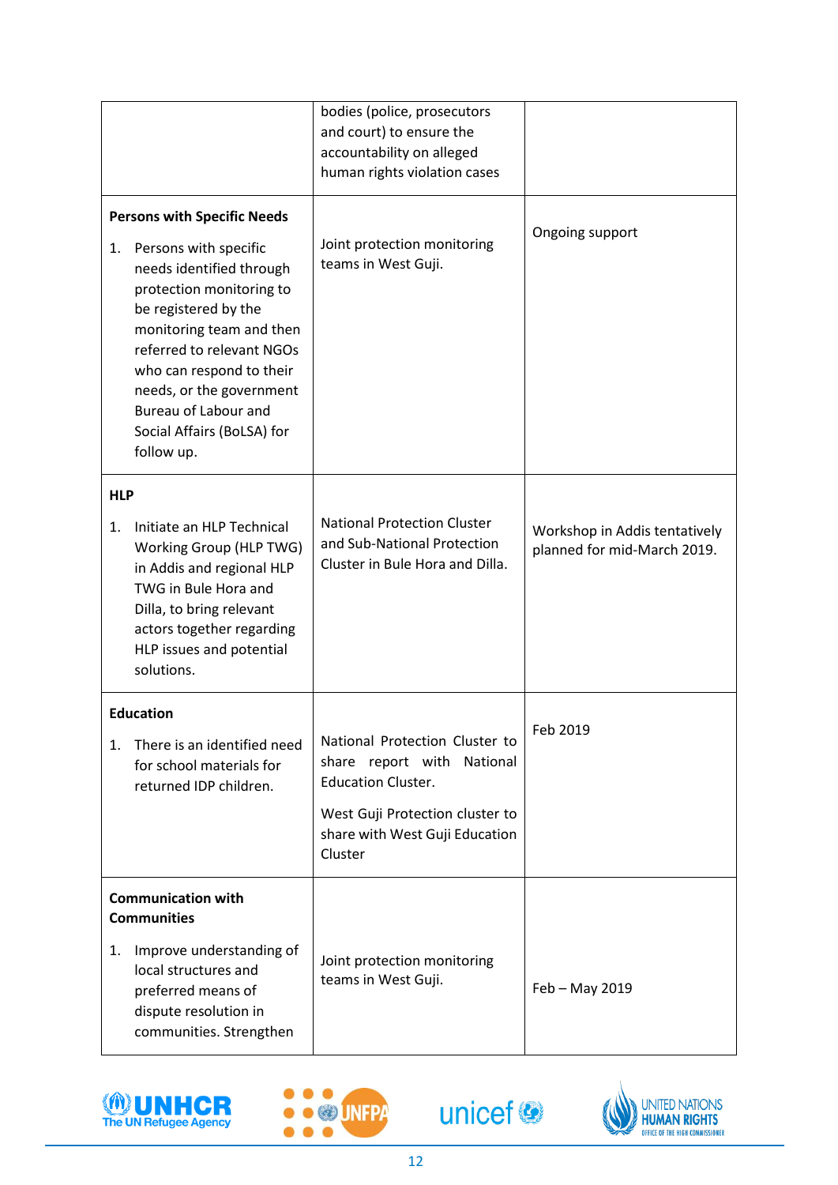| | | |
|---|---|---|
| | bodies (police, prosecutors and court) to ensure the accountability on alleged human rights violation cases | |
| **Persons with Specific Needs**<br><br>1. Persons with specific needs identified through protection monitoring to be registered by the monitoring team and then referred to relevant NGOs who can respond to their needs, or the government Bureau of Labour and Social Affairs (BoLSA) for follow up. | Joint protection monitoring teams in West Guji. | Ongoing support |
| **HLP**<br><br>1. Initiate an HLP Technical Working Group (HLP TWG) in Addis and regional HLP TWG in Bule Hora and Dilla, to bring relevant actors together regarding HLP issues and potential solutions. | National Protection Cluster and Sub-National Protection Cluster in Bule Hora and Dilla. | Workshop in Addis tentatively planned for mid-March 2019. |
| **Education**<br><br>1. There is an identified need for school materials for returned IDP children. | National Protection Cluster to share report with National Education Cluster.<br><br>West Guji Protection cluster to share with West Guji Education Cluster | Feb 2019 |
| **Communication with Communities**<br><br>1. Improve understanding of local structures and preferred means of dispute resolution in communities. Strengthen | Joint protection monitoring teams in West Guji. | Feb – May 2019 |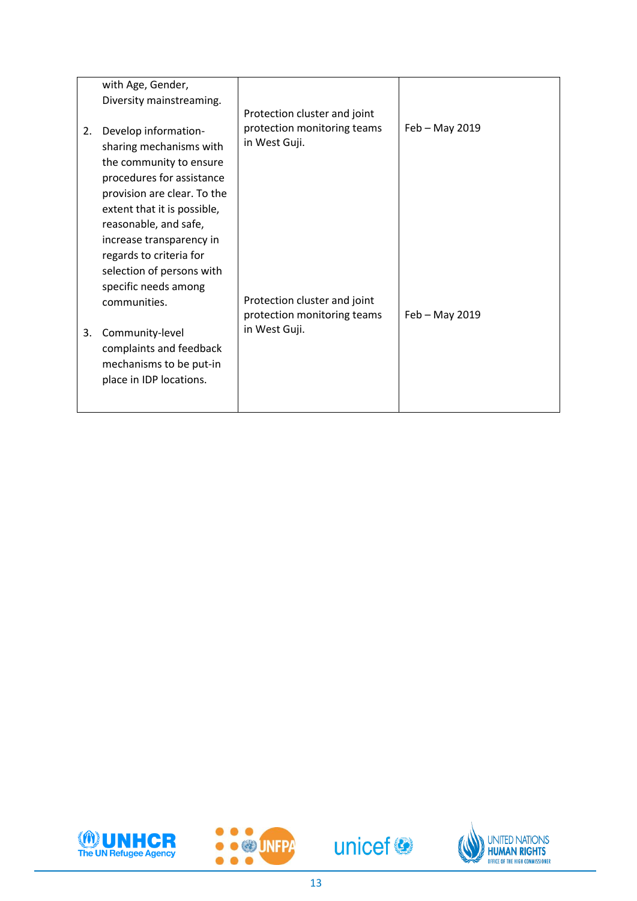| | | |
|---|---|---|
| with Age, Gender, Diversity mainstreaming.<br><br>2. Develop information-sharing mechanisms with the community to ensure procedures for assistance provision are clear. To the extent that it is possible, reasonable, and safe, increase transparency in regards to criteria for selection of persons with specific needs among communities. | Protection cluster and joint protection monitoring teams in West Guji. | Feb – May 2019 |
| 3. Community-level complaints and feedback mechanisms to be put-in place in IDP locations. | Protection cluster and joint protection monitoring teams in West Guji. | Feb – May 2019 |